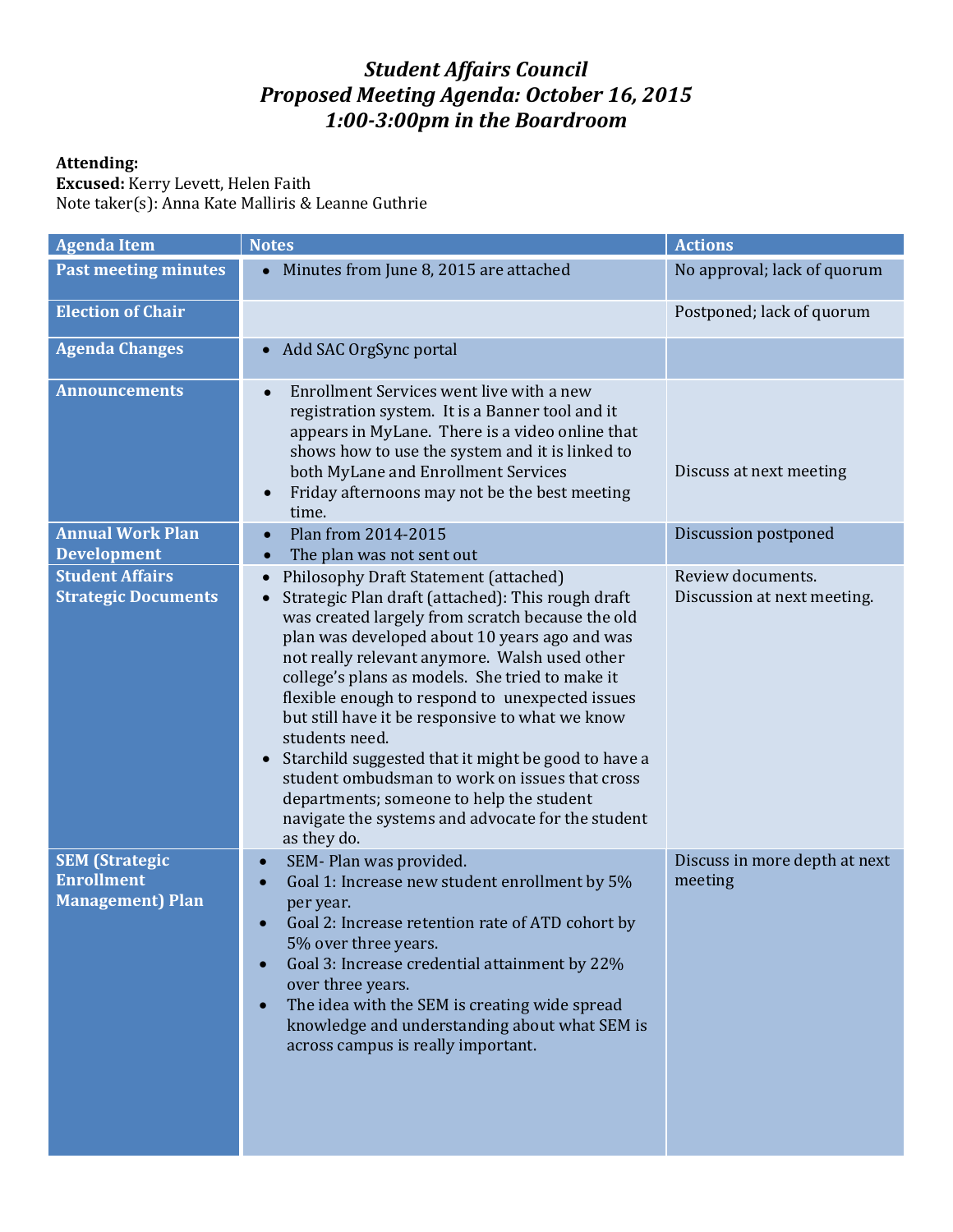# *Student Affairs Council*
# *Proposed Meeting Agenda: October 16, 2015*
# *1:00-3:00pm in the Boardroom*

**Attending:**
**Excused:** Kerry Levett, Helen Faith
Note taker(s): Anna Kate Malliris & Leanne Guthrie

| Agenda Item | Notes | Actions |
|---|---|---|
| **Past meeting minutes** | • Minutes from June 8, 2015 are attached | No approval; lack of quorum |
| **Election of Chair** | | Postponed; lack of quorum |
| **Agenda Changes** | • Add SAC OrgSync portal | |
| **Announcements** | • Enrollment Services went live with a new registration system. It is a Banner tool and it appears in MyLane. There is a video online that shows how to use the system and it is linked to both MyLane and Enrollment Services<br>• Friday afternoons may not be the best meeting time. | Discuss at next meeting |
| **Annual Work Plan Development** | • Plan from 2014-2015<br>• The plan was not sent out | Discussion postponed |
| **Student Affairs Strategic Documents** | • Philosophy Draft Statement (attached)<br>• Strategic Plan draft (attached): This rough draft was created largely from scratch because the old plan was developed about 10 years ago and was not really relevant anymore. Walsh used other college's plans as models. She tried to make it flexible enough to respond to unexpected issues but still have it be responsive to what we know students need.<br>• Starchild suggested that it might be good to have a student ombudsman to work on issues that cross departments; someone to help the student navigate the systems and advocate for the student as they do. | Review documents.<br>Discussion at next meeting. |
| **SEM (Strategic Enrollment Management) Plan** | • SEM- Plan was provided.<br>• Goal 1: Increase new student enrollment by 5% per year.<br>• Goal 2: Increase retention rate of ATD cohort by 5% over three years.<br>• Goal 3: Increase credential attainment by 22% over three years.<br>• The idea with the SEM is creating wide spread knowledge and understanding about what SEM is across campus is really important. | Discuss in more depth at next meeting |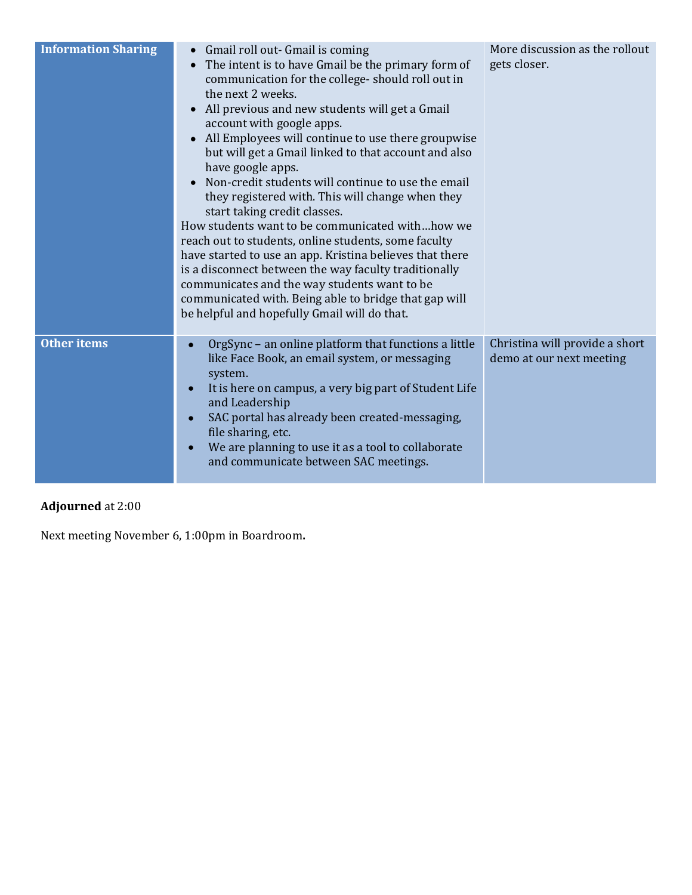| | | |
|---|---|---|
| **Information Sharing** | • Gmail roll out- Gmail is coming<br>• The intent is to have Gmail be the primary form of communication for the college- should roll out in the next 2 weeks.<br>• All previous and new students will get a Gmail account with google apps.<br>• All Employees will continue to use there groupwise but will get a Gmail linked to that account and also have google apps.<br>• Non-credit students will continue to use the email they registered with. This will change when they start taking credit classes.<br>How students want to be communicated with…how we reach out to students, online students, some faculty have started to use an app. Kristina believes that there is a disconnect between the way faculty traditionally communicates and the way students want to be communicated with. Being able to bridge that gap will be helpful and hopefully Gmail will do that. | More discussion as the rollout gets closer. |
| **Other items** | • OrgSync – an online platform that functions a little like Face Book, an email system, or messaging system.<br>• It is here on campus, a very big part of Student Life and Leadership<br>• SAC portal has already been created-messaging, file sharing, etc.<br>• We are planning to use it as a tool to collaborate and communicate between SAC meetings. | Christina will provide a short demo at our next meeting |

**Adjourned** at 2:00

Next meeting November 6, 1:00pm in Boardroom**.**